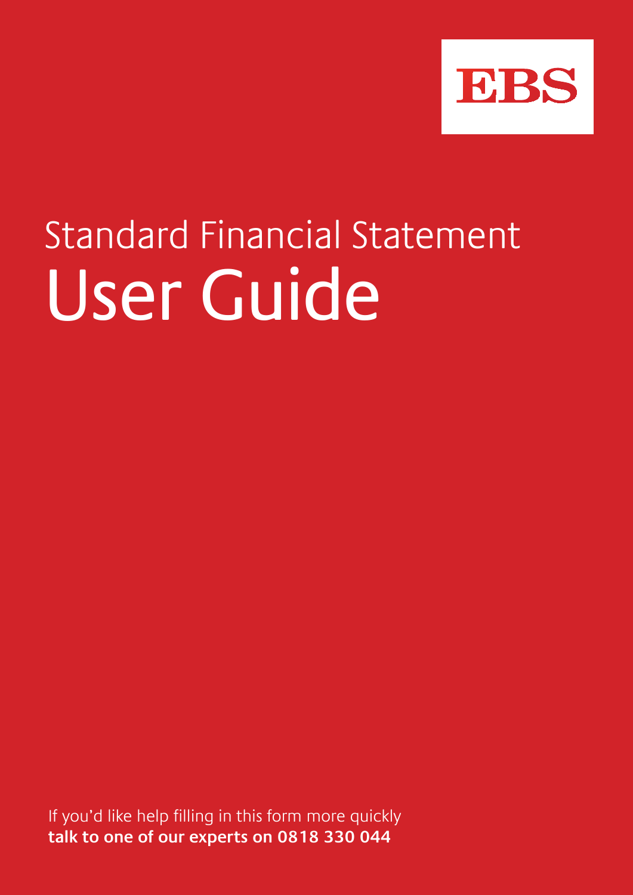EBS

# Standard Financial Statement
# User Guide

If you'd like help filling in this form more quickly
**talk to one of our experts on 0818 330 044**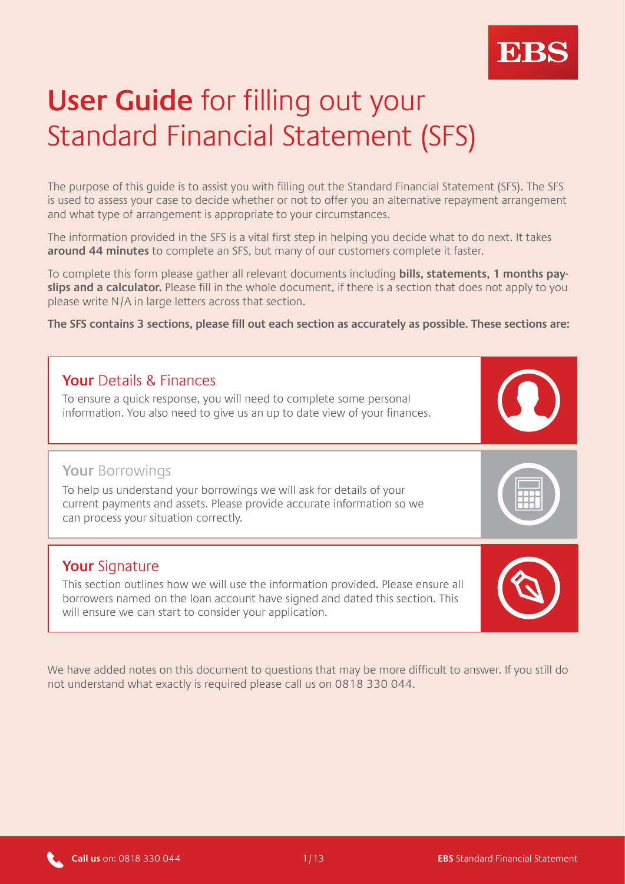# **User Guide** for filling out your Standard Financial Statement (SFS)

The purpose of this guide is to assist you with filling out the Standard Financial Statement (SFS). The SFS is used to assess your case to decide whether or not to offer you an alternative repayment arrangement and what type of arrangement is appropriate to your circumstances.

The information provided in the SFS is a vital first step in helping you decide what to do next. It takes **around 44 minutes** to complete an SFS, but many of our customers complete it faster.

To complete this form please gather all relevant documents including **bills, statements, 1 months pay-slips and a calculator.** Please fill in the whole document, if there is a section that does not apply to you please write N/A in large letters across that section.

**The SFS contains 3 sections, please fill out each section as accurately as possible. These sections are:**

## **Your** Details & Finances

To ensure a quick response, you will need to complete some personal information. You also need to give us an up to date view of your finances.

## **Your** Borrowings

To help us understand your borrowings we will ask for details of your current payments and assets. Please provide accurate information so we can process your situation correctly.

## **Your** Signature

This section outlines how we will use the information provided. Please ensure all borrowers named on the loan account have signed and dated this section. This will ensure we can start to consider your application.

We have added notes on this document to questions that may be more difficult to answer. If you still do not understand what exactly is required please call us on 0818 330 044.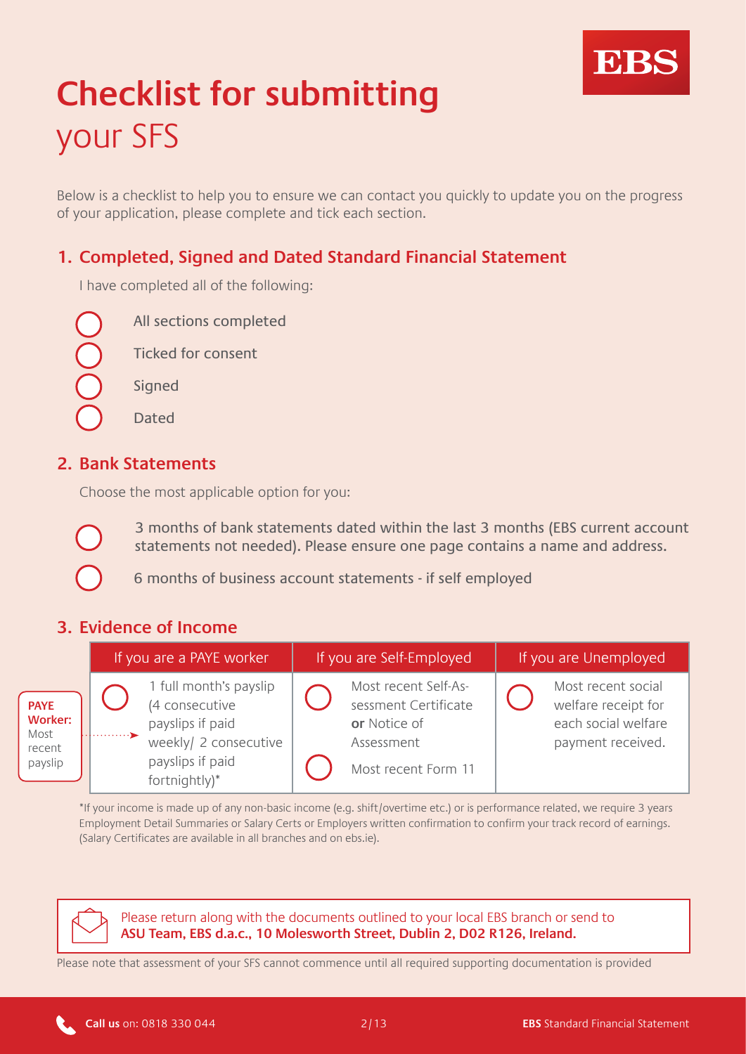# Checklist for submitting your SFS

Below is a checklist to help you to ensure we can contact you quickly to update you on the progress of your application, please complete and tick each section.

## 1. Completed, Signed and Dated Standard Financial Statement

I have completed all of the following:

- ○ All sections completed
- ○ Ticked for consent
- ○ Signed
- ○ Dated

## 2. Bank Statements

Choose the most applicable option for you:

- ○ 3 months of bank statements dated within the last 3 months (EBS current account statements not needed). Please ensure one page contains a name and address.
- ○ 6 months of business account statements - if self employed

## 3. Evidence of Income

**PAYE Worker:** Most recent payslip

| If you are a PAYE worker | If you are Self-Employed | If you are Unemployed |
|---|---|---|
| ○ 1 full month's payslip (4 consecutive payslips if paid weekly/ 2 consecutive payslips if paid fortnightly)* | ○ Most recent Self-Assessment Certificate **or** Notice of Assessment<br>○ Most recent Form 11 | ○ Most recent social welfare receipt for each social welfare payment received. |

*If your income is made up of any non-basic income (e.g. shift/overtime etc.) or is performance related, we require 3 years Employment Detail Summaries or Salary Certs or Employers written confirmation to confirm your track record of earnings. (Salary Certificates are available in all branches and on ebs.ie).

Please return along with the documents outlined to your local EBS branch or send to **ASU Team, EBS d.a.c., 10 Molesworth Street, Dublin 2, D02 R126, Ireland.**

Please note that assessment of your SFS cannot commence until all required supporting documentation is provided

**Call us** on: 0818 330 044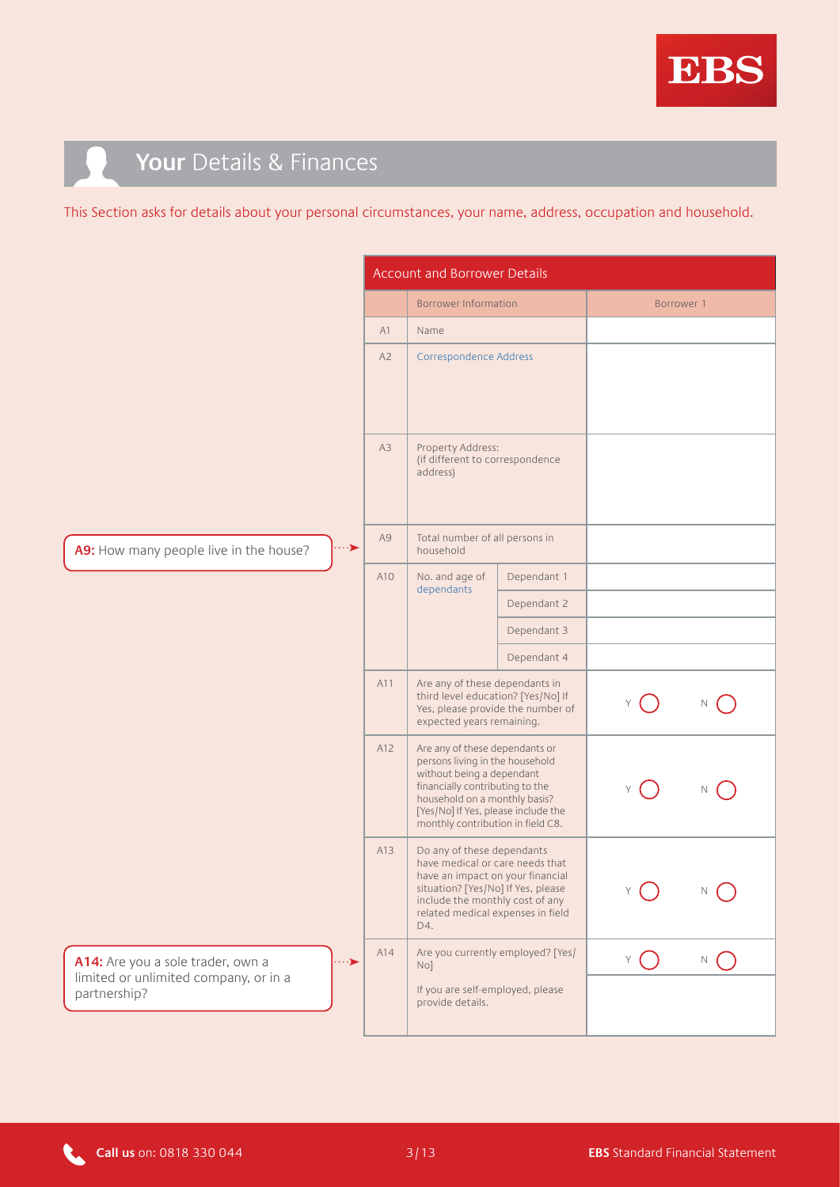# **Your** Details & Finances

This Section asks for details about your personal circumstances, your name, address, occupation and household.

**A9:** How many people live in the house?

**A14:** Are you a sole trader, own a limited or unlimited company, or in a partnership?

| Account and Borrower Details | | | |
|---|---|---|---|
| | Borrower Information | | Borrower 1 |
| A1 | Name | | |
| A2 | Correspondence Address | | |
| A3 | Property Address: (if different to correspondence address) | | |
| A9 | Total number of all persons in household | | |
| A10 | No. and age of dependants | Dependant 1 | |
| | | Dependant 2 | |
| | | Dependant 3 | |
| | | Dependant 4 | |
| A11 | Are any of these dependants in third level education? [Yes/No] If Yes, please provide the number of expected years remaining. | | Y ◯ N ◯ |
| A12 | Are any of these dependants or persons living in the household without being a dependant financially contributing to the household on a monthly basis? [Yes/No] If Yes, please include the monthly contribution in field C8. | | Y ◯ N ◯ |
| A13 | Do any of these dependants have medical or care needs that have an impact on your financial situation? [Yes/No] If Yes, please include the monthly cost of any related medical expenses in field D4. | | Y ◯ N ◯ |
| A14 | Are you currently employed? [Yes/No] | | Y ◯ N ◯ |
| | If you are self-employed, please provide details. | | |

**Call us** on: 0818 330 044

**EBS** Standard Financial Statement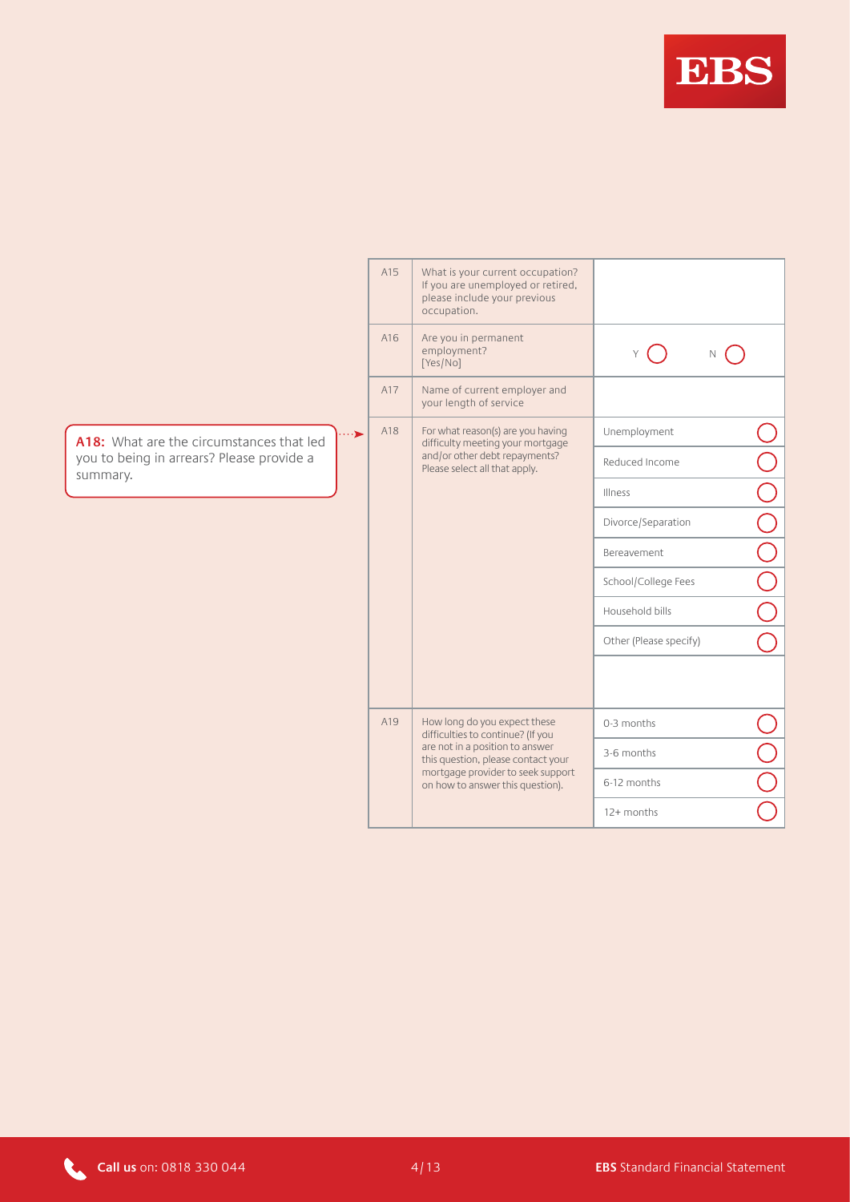**A18:** What are the circumstances that led you to being in arrears? Please provide a summary.

| | | |
|---|---|---|
| A15 | What is your current occupation? If you are unemployed or retired, please include your previous occupation. | |
| A16 | Are you in permanent employment? [Yes/No] | Y ◯ N ◯ |
| A17 | Name of current employer and your length of service | |
| A18 | For what reason(s) are you having difficulty meeting your mortgage and/or other debt repayments? Please select all that apply. | Unemployment ◯ |
| | | Reduced Income ◯ |
| | | Illness ◯ |
| | | Divorce/Separation ◯ |
| | | Bereavement ◯ |
| | | School/College Fees ◯ |
| | | Household bills ◯ |
| | | Other (Please specify) ◯ |
| | | |
| A19 | How long do you expect these difficulties to continue? (If you are not in a position to answer this question, please contact your mortgage provider to seek support on how to answer this question). | 0-3 months ◯ |
| | | 3-6 months ◯ |
| | | 6-12 months ◯ |
| | | 12+ months ◯ |

**Call us** on: 0818 330 044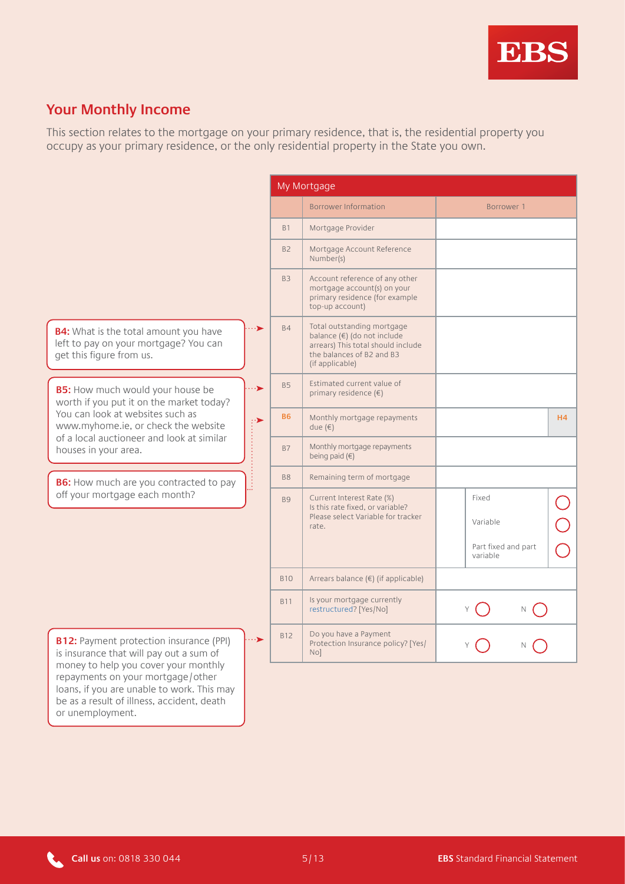## Your Monthly Income

This section relates to the mortgage on your primary residence, that is, the residential property you occupy as your primary residence, or the only residential property in the State you own.

**B4:** What is the total amount you have left to pay on your mortgage? You can get this figure from us.

**B5:** How much would your house be worth if you put it on the market today? You can look at websites such as www.myhome.ie, or check the website of a local auctioneer and look at similar houses in your area.

**B6:** How much are you contracted to pay off your mortgage each month?

**B12:** Payment protection insurance (PPI) is insurance that will pay out a sum of money to help you cover your monthly repayments on your mortgage/other loans, if you are unable to work. This may be as a result of illness, accident, death or unemployment.

| My Mortgage | | |
|---|---|---|
| | Borrower Information | Borrower 1 |
| B1 | Mortgage Provider | |
| B2 | Mortgage Account Reference Number(s) | |
| B3 | Account reference of any other mortgage account(s) on your primary residence (for example top-up account) | |
| B4 | Total outstanding mortgage balance (€) (do not include arrears) This total should include the balances of B2 and B3 (if applicable) | |
| B5 | Estimated current value of primary residence (€) | |
| B6 | Monthly mortgage repayments due (€) | H4 |
| B7 | Monthly mortgage repayments being paid (€) | |
| B8 | Remaining term of mortgage | |
| B9 | Current Interest Rate (%) Is this rate fixed, or variable? Please select Variable for tracker rate. | Fixed ◯ Variable ◯ Part fixed and part variable ◯ |
| B10 | Arrears balance (€) (if applicable) | |
| B11 | Is your mortgage currently restructured? [Yes/No] | Y ◯ N ◯ |
| B12 | Do you have a Payment Protection Insurance policy? [Yes/No] | Y ◯ N ◯ |

**Call us** on: 0818 330 044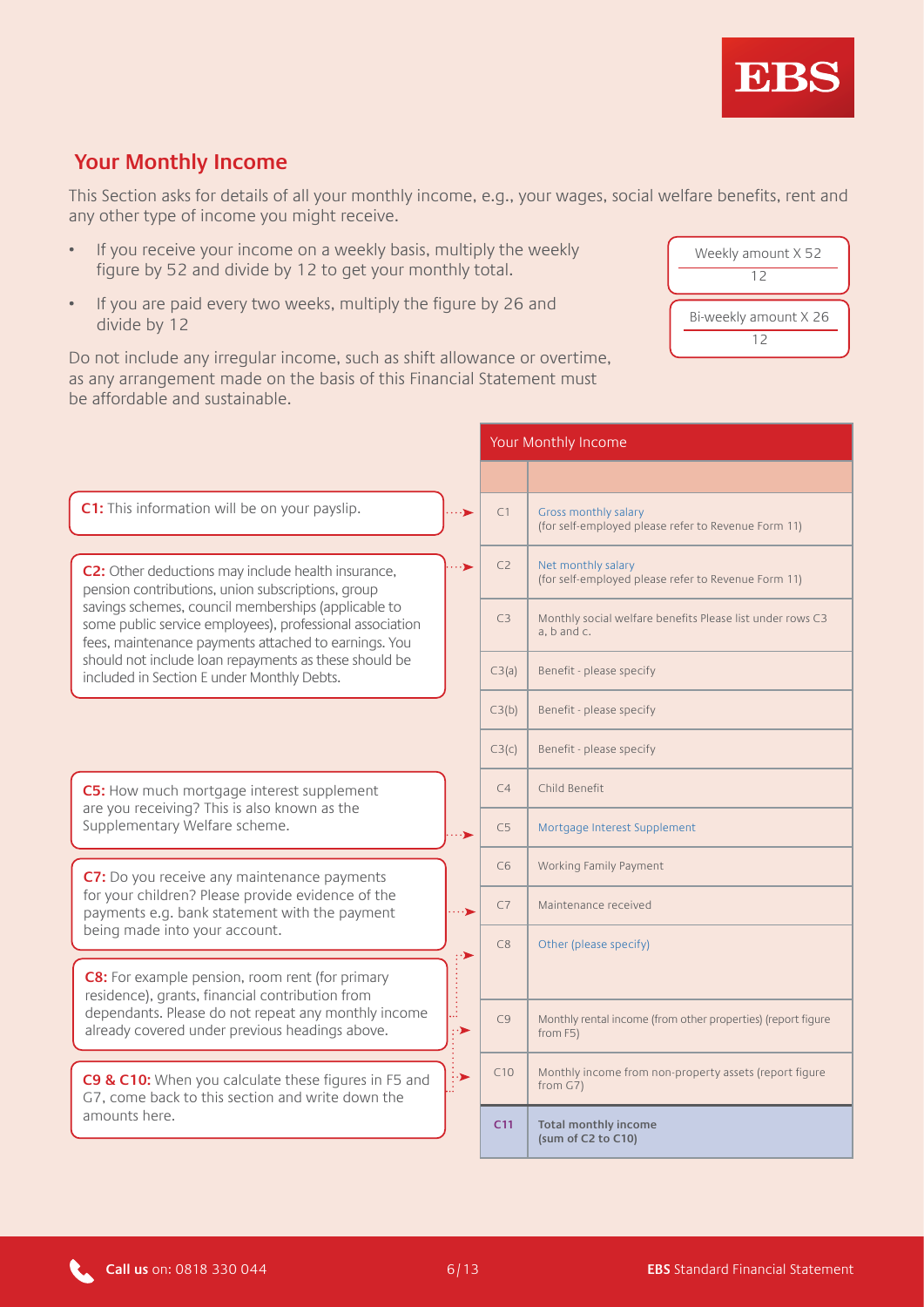## Your Monthly Income

This Section asks for details of all your monthly income, e.g., your wages, social welfare benefits, rent and any other type of income you might receive.

- If you receive your income on a weekly basis, multiply the weekly figure by 52 and divide by 12 to get your monthly total.
- If you are paid every two weeks, multiply the figure by 26 and divide by 12

$$\frac{\text{Weekly amount} \times 52}{12}$$

$$\frac{\text{Bi-weekly amount} \times 26}{12}$$

Do not include any irregular income, such as shift allowance or overtime, as any arrangement made on the basis of this Financial Statement must be affordable and sustainable.

**C1:** This information will be on your payslip.

**C2:** Other deductions may include health insurance, pension contributions, union subscriptions, group savings schemes, council memberships (applicable to some public service employees), professional association fees, maintenance payments attached to earnings. You should not include loan repayments as these should be included in Section E under Monthly Debts.

**C5:** How much mortgage interest supplement are you receiving? This is also known as the Supplementary Welfare scheme.

**C7:** Do you receive any maintenance payments for your children? Please provide evidence of the payments e.g. bank statement with the payment being made into your account.

**C8:** For example pension, room rent (for primary residence), grants, financial contribution from dependants. Please do not repeat any monthly income already covered under previous headings above.

**C9 & C10:** When you calculate these figures in F5 and G7, come back to this section and write down the amounts here.

| Your Monthly Income | |
|---|---|
| | |
| C1 | Gross monthly salary (for self-employed please refer to Revenue Form 11) |
| C2 | Net monthly salary (for self-employed please refer to Revenue Form 11) |
| C3 | Monthly social welfare benefits Please list under rows C3 a, b and c. |
| C3(a) | Benefit - please specify |
| C3(b) | Benefit - please specify |
| C3(c) | Benefit - please specify |
| C4 | Child Benefit |
| C5 | Mortgage Interest Supplement |
| C6 | Working Family Payment |
| C7 | Maintenance received |
| C8 | Other (please specify) |
| C9 | Monthly rental income (from other properties) (report figure from F5) |
| C10 | Monthly income from non-property assets (report figure from G7) |
| **C11** | **Total monthly income (sum of C2 to C10)** |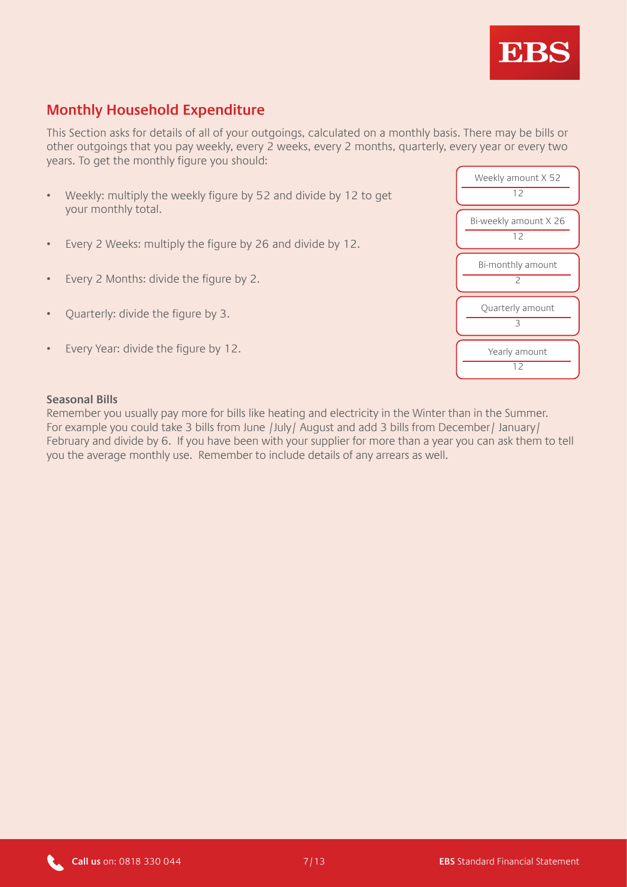## Monthly Household Expenditure

This Section asks for details of all of your outgoings, calculated on a monthly basis. There may be bills or other outgoings that you pay weekly, every 2 weeks, every 2 months, quarterly, every year or every two years. To get the monthly figure you should:

- Weekly: multiply the weekly figure by 52 and divide by 12 to get your monthly total.
- Every 2 Weeks: multiply the figure by 26 and divide by 12.
- Every 2 Months: divide the figure by 2.
- Quarterly: divide the figure by 3.
- Every Year: divide the figure by 12.

$$\frac{\text{Weekly amount X 52}}{12}$$

$$\frac{\text{Bi-weekly amount X 26}}{12}$$

$$\frac{\text{Bi-monthly amount}}{2}$$

$$\frac{\text{Quarterly amount}}{3}$$

$$\frac{\text{Yearly amount}}{12}$$

**Seasonal Bills**

Remember you usually pay more for bills like heating and electricity in the Winter than in the Summer. For example you could take 3 bills from June /July/ August and add 3 bills from December/ January/ February and divide by 6. If you have been with your supplier for more than a year you can ask them to tell you the average monthly use. Remember to include details of any arrears as well.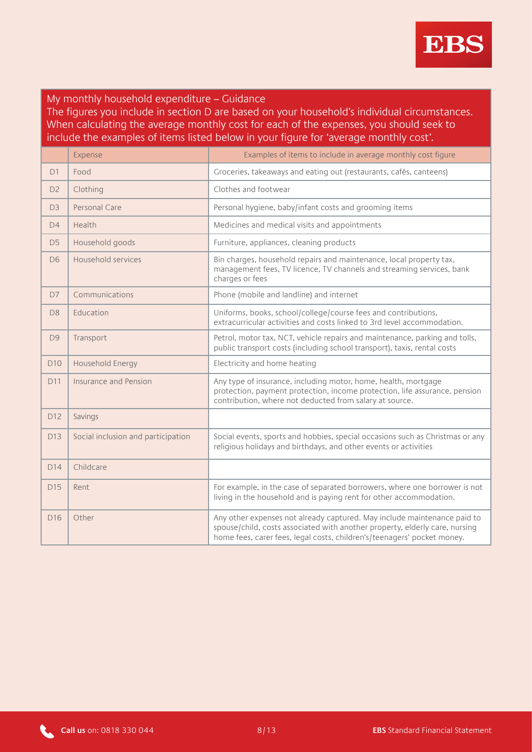## My monthly household expenditure – Guidance

The figures you include in section D are based on your household's individual circumstances. When calculating the average monthly cost for each of the expenses, you should seek to include the examples of items listed below in your figure for 'average monthly cost'.

| | Expense | Examples of items to include in average monthly cost figure |
|---|---|---|
| D1 | Food | Groceries, takeaways and eating out (restaurants, cafés, canteens) |
| D2 | Clothing | Clothes and footwear |
| D3 | Personal Care | Personal hygiene, baby/infant costs and grooming items |
| D4 | Health | Medicines and medical visits and appointments |
| D5 | Household goods | Furniture, appliances, cleaning products |
| D6 | Household services | Bin charges, household repairs and maintenance, local property tax, management fees, TV licence, TV channels and streaming services, bank charges or fees |
| D7 | Communications | Phone (mobile and landline) and internet |
| D8 | Education | Uniforms, books, school/college/course fees and contributions, extracurricular activities and costs linked to 3rd level accommodation. |
| D9 | Transport | Petrol, motor tax, NCT, vehicle repairs and maintenance, parking and tolls, public transport costs (including school transport), taxis, rental costs |
| D10 | Household Energy | Electricity and home heating |
| D11 | Insurance and Pension | Any type of insurance, including motor, home, health, mortgage protection, payment protection, income protection, life assurance, pension contribution, where not deducted from salary at source. |
| D12 | Savings | |
| D13 | Social inclusion and participation | Social events, sports and hobbies, special occasions such as Christmas or any religious holidays and birthdays, and other events or activities |
| D14 | Childcare | |
| D15 | Rent | For example, in the case of separated borrowers, where one borrower is not living in the household and is paying rent for other accommodation. |
| D16 | Other | Any other expenses not already captured. May include maintenance paid to spouse/child, costs associated with another property, elderly care, nursing home fees, carer fees, legal costs, children's/teenagers' pocket money. |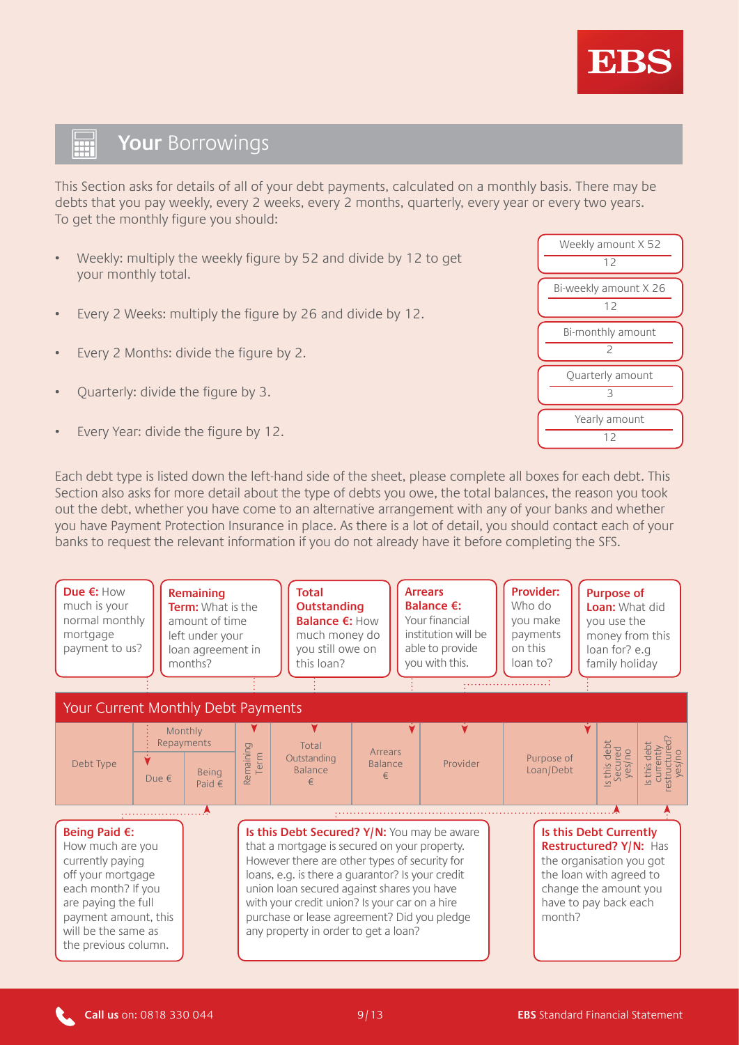## **Your** Borrowings

This Section asks for details of all of your debt payments, calculated on a monthly basis. There may be debts that you pay weekly, every 2 weeks, every 2 months, quarterly, every year or every two years. To get the monthly figure you should:

- Weekly: multiply the weekly figure by 52 and divide by 12 to get your monthly total.
- Every 2 Weeks: multiply the figure by 26 and divide by 12.
- Every 2 Months: divide the figure by 2.
- Quarterly: divide the figure by 3.
- Every Year: divide the figure by 12.

$$\frac{\text{Weekly amount X 52}}{12}$$

$$\frac{\text{Bi-weekly amount X 26}}{12}$$

$$\frac{\text{Bi-monthly amount}}{2}$$

$$\frac{\text{Quarterly amount}}{3}$$

$$\frac{\text{Yearly amount}}{12}$$

Each debt type is listed down the left-hand side of the sheet, please complete all boxes for each debt. This Section also asks for more detail about the type of debts you owe, the total balances, the reason you took out the debt, whether you have come to an alternative arrangement with any of your banks and whether you have Payment Protection Insurance in place. As there is a lot of detail, you should contact each of your banks to request the relevant information if you do not already have it before completing the SFS.

**Due €:** How much is your normal monthly mortgage payment to us?

**Remaining Term:** What is the amount of time left under your loan agreement in months?

**Total Outstanding Balance €:** How much money do you still owe on this loan?

**Arrears Balance €:** Your financial institution will be able to provide you with this.

**Provider:** Who do you make payments on this loan to?

**Purpose of Loan:** What did you use the money from this loan for? e.g family holiday

### Your Current Monthly Debt Payments

| Debt Type | Monthly Repayments | | Remaining Term | Total Outstanding Balance € | Arrears Balance € | Provider | Purpose of Loan/Debt | Is this debt Secured yes/no | Is this debt currently restructured? yes/no |
|---|---|---|---|---|---|---|---|---|---|
| | Due € | Being Paid € | | | | | | | |

**Being Paid €:** How much are you currently paying off your mortgage each month? If you are paying the full payment amount, this will be the same as the previous column.

**Is this Debt Secured? Y/N:** You may be aware that a mortgage is secured on your property. However there are other types of security for loans, e.g. is there a guarantor? Is your credit union loan secured against shares you have with your credit union? Is your car on a hire purchase or lease agreement? Did you pledge any property in order to get a loan?

**Is this Debt Currently Restructured? Y/N:** Has the organisation you got the loan with agreed to change the amount you have to pay back each month?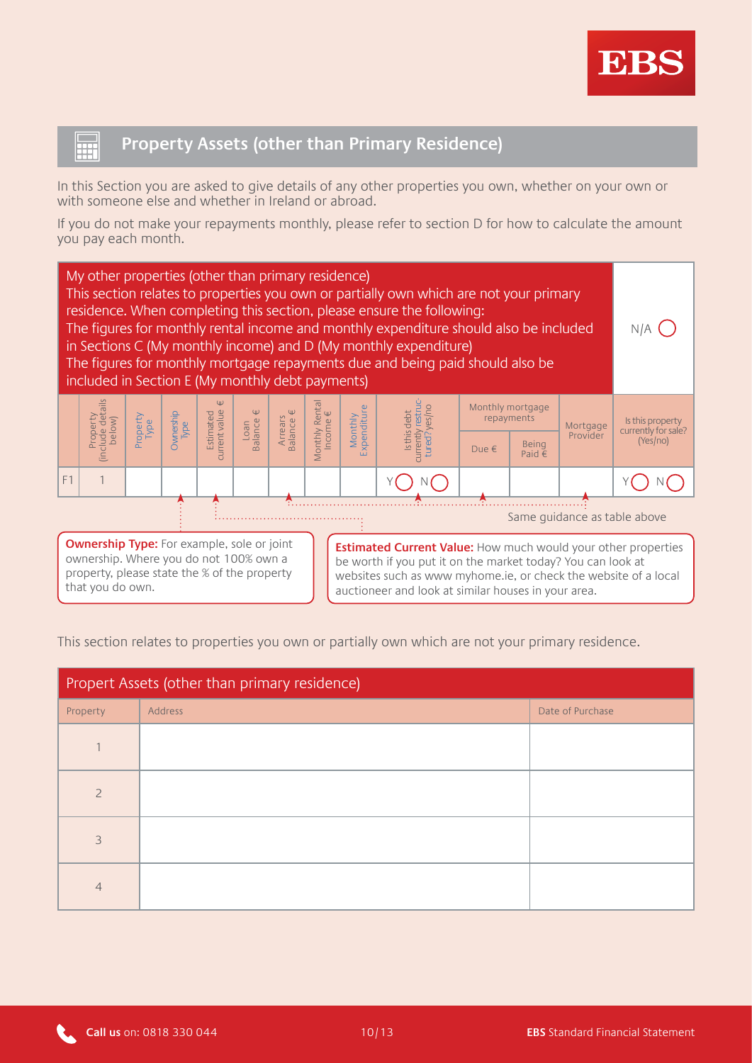## Property Assets (other than Primary Residence)

In this Section you are asked to give details of any other properties you own, whether on your own or with someone else and whether in Ireland or abroad.

If you do not make your repayments monthly, please refer to section D for how to calculate the amount you pay each month.

**My other properties (other than primary residence)**
This section relates to properties you own or partially own which are not your primary residence. When completing this section, please ensure the following:
The figures for monthly rental income and monthly expenditure should also be included in Sections C (My monthly income) and D (My monthly expenditure)
The figures for monthly mortgage repayments due and being paid should also be included in Section E (My monthly debt payments)

N/A ◯

| | Property (include details below) | Property Type | Ownership Type | Estimated current value € | Loan Balance € | Arrears Balance € | Monthly Rental Income € | Monthly Expenditure | Is this debt currently restructured? yes/no | Monthly mortgage repayments | | Mortgage Provider | Is this property currently for sale? (Yes/no) |
|---|---|---|---|---|---|---|---|---|---|---|---|---|---|
| | | | | | | | | | | Due € | Being Paid € | | |
| F1 | 1 | | | | | | | | Y ◯ N ◯ | | | | Y ◯ N ◯ |

Same guidance as table above

**Ownership Type:** For example, sole or joint ownership. Where you do not 100% own a property, please state the % of the property that you do own.

**Estimated Current Value:** How much would your other properties be worth if you put it on the market today? You can look at websites such as www myhome.ie, or check the website of a local auctioneer and look at similar houses in your area.

This section relates to properties you own or partially own which are not your primary residence.

| Propert Assets (other than primary residence) | | |
|---|---|---|
| Property | Address | Date of Purchase |
| 1 | | |
| 2 | | |
| 3 | | |
| 4 | | |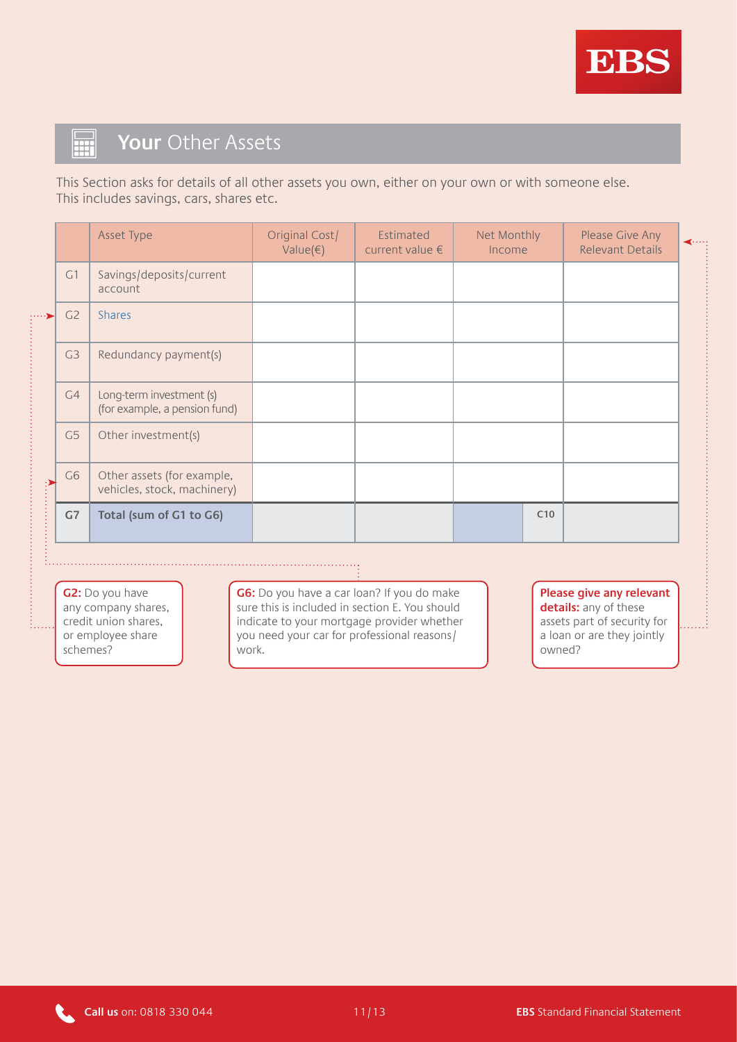## **Your** Other Assets

This Section asks for details of all other assets you own, either on your own or with someone else. This includes savings, cars, shares etc.

| | Asset Type | Original Cost/ Value(€) | Estimated current value € | Net Monthly Income | Please Give Any Relevant Details |
|---|---|---|---|---|---|
| G1 | Savings/deposits/current account | | | | |
| G2 | Shares | | | | |
| G3 | Redundancy payment(s) | | | | |
| G4 | Long-term investment (s) (for example, a pension fund) | | | | |
| G5 | Other investment(s) | | | | |
| G6 | Other assets (for example, vehicles, stock, machinery) | | | | |
| **G7** | **Total (sum of G1 to G6)** | | | C10 | |

**G2:** Do you have any company shares, credit union shares, or employee share schemes?

**G6:** Do you have a car loan? If you do make sure this is included in section E. You should indicate to your mortgage provider whether you need your car for professional reasons/ work.

**Please give any relevant details:** any of these assets part of security for a loan or are they jointly owned?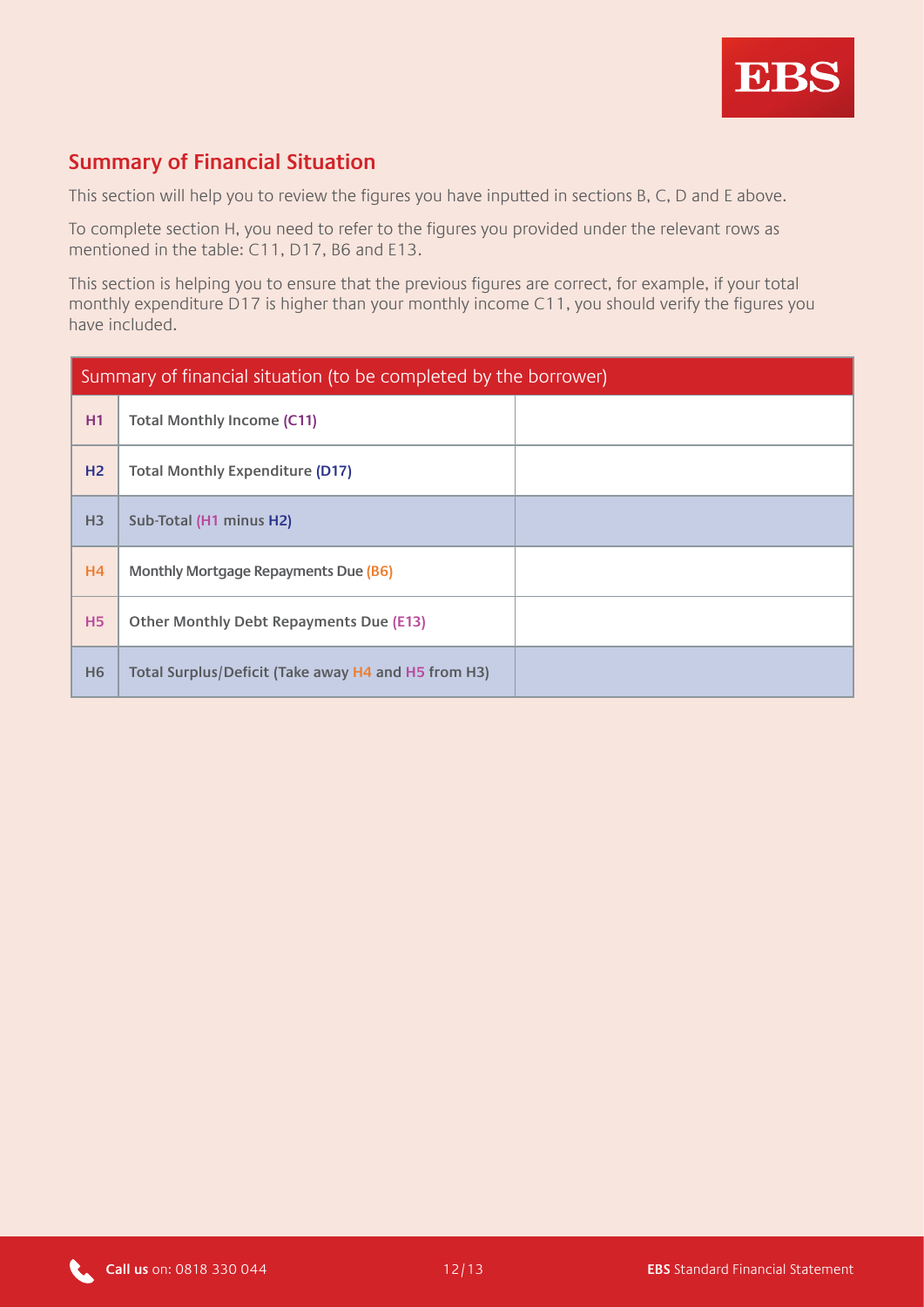## Summary of Financial Situation

This section will help you to review the figures you have inputted in sections B, C, D and E above.

To complete section H, you need to refer to the figures you provided under the relevant rows as mentioned in the table: C11, D17, B6 and E13.

This section is helping you to ensure that the previous figures are correct, for example, if your total monthly expenditure D17 is higher than your monthly income C11, you should verify the figures you have included.

| Summary of financial situation (to be completed by the borrower) | | |
|---|---|---|
| H1 | **Total Monthly Income (C11)** | |
| H2 | **Total Monthly Expenditure (D17)** | |
| H3 | **Sub-Total (H1 minus H2)** | |
| H4 | **Monthly Mortgage Repayments Due (B6)** | |
| H5 | **Other Monthly Debt Repayments Due (E13)** | |
| H6 | **Total Surplus/Deficit (Take away H4 and H5 from H3)** | |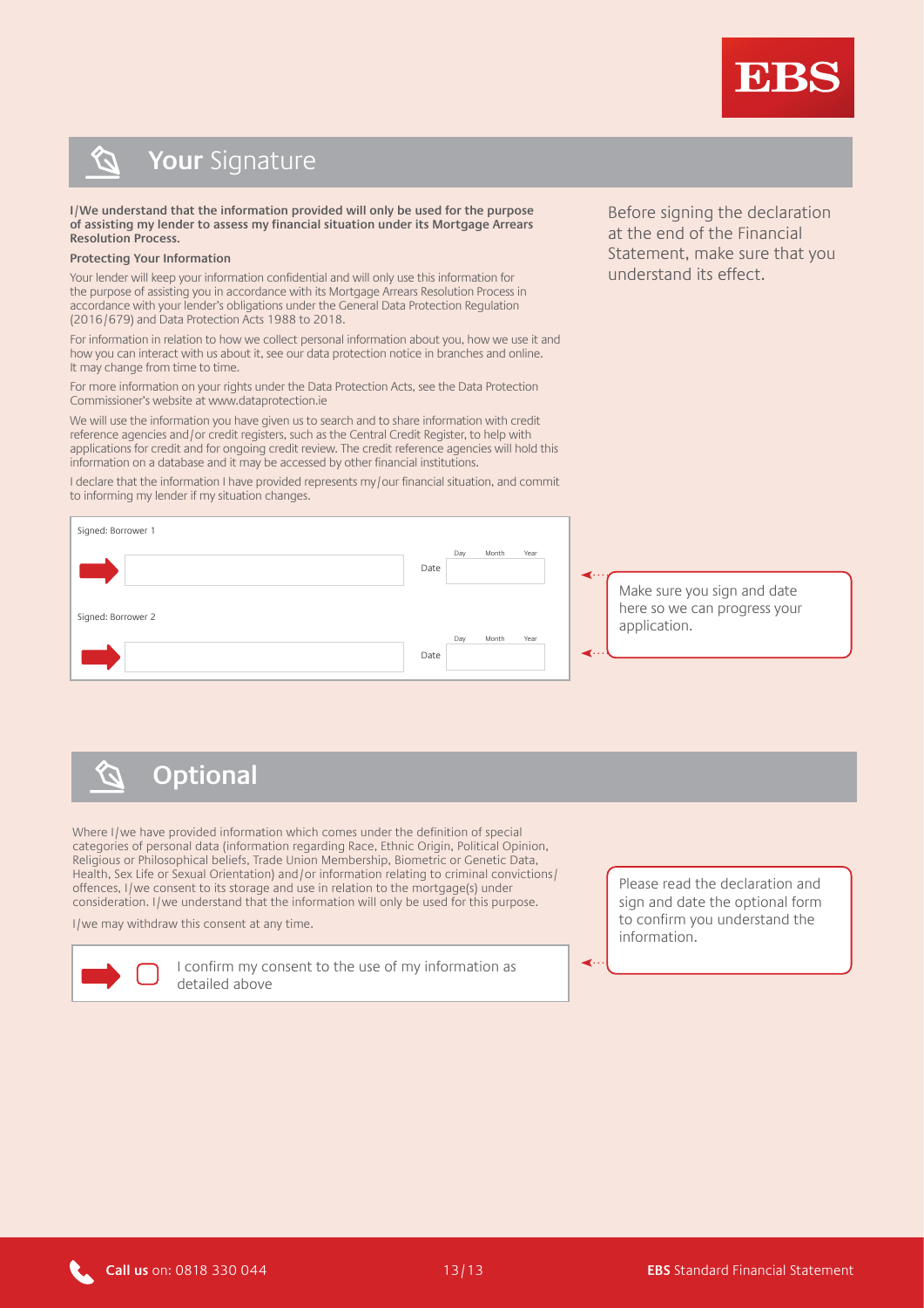## **Your** Signature

**I/We understand that the information provided will only be used for the purpose of assisting my lender to assess my financial situation under its Mortgage Arrears Resolution Process.**

**Protecting Your Information**

Your lender will keep your information confidential and will only use this information for the purpose of assisting you in accordance with its Mortgage Arrears Resolution Process in accordance with your lender's obligations under the General Data Protection Regulation (2016/679) and Data Protection Acts 1988 to 2018.

For information in relation to how we collect personal information about you, how we use it and how you can interact with us about it, see our data protection notice in branches and online. It may change from time to time.

For more information on your rights under the Data Protection Acts, see the Data Protection Commissioner's website at www.dataprotection.ie

We will use the information you have given us to search and to share information with credit reference agencies and/or credit registers, such as the Central Credit Register, to help with applications for credit and for ongoing credit review. The credit reference agencies will hold this information on a database and it may be accessed by other financial institutions.

I declare that the information I have provided represents my/our financial situation, and commit to informing my lender if my situation changes.

Before signing the declaration at the end of the Financial Statement, make sure that you understand its effect.

| Signed: Borrower 1 | Date (Day Month Year) |
|---|---|
| | |

| Signed: Borrower 2 | Date (Day Month Year) |
|---|---|
| | |

Make sure you sign and date here so we can progress your application.

## **Optional**

Where I/we have provided information which comes under the definition of special categories of personal data (information regarding Race, Ethnic Origin, Political Opinion, Religious or Philosophical beliefs, Trade Union Membership, Biometric or Genetic Data, Health, Sex Life or Sexual Orientation) and/or information relating to criminal convictions/offences, I/we consent to its storage and use in relation to the mortgage(s) under consideration. I/we understand that the information will only be used for this purpose.

I/we may withdraw this consent at any time.

☐ I confirm my consent to the use of my information as detailed above

Please read the declaration and sign and date the optional form to confirm you understand the information.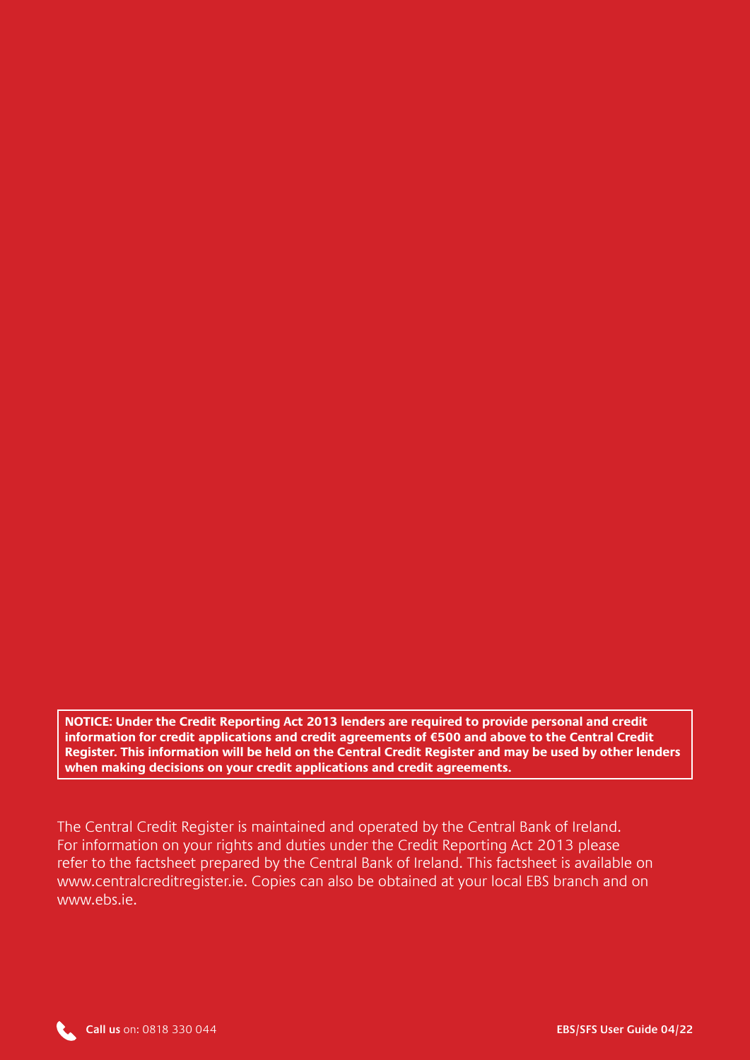**NOTICE: Under the Credit Reporting Act 2013 lenders are required to provide personal and credit information for credit applications and credit agreements of €500 and above to the Central Credit Register. This information will be held on the Central Credit Register and may be used by other lenders when making decisions on your credit applications and credit agreements.**

The Central Credit Register is maintained and operated by the Central Bank of Ireland. For information on your rights and duties under the Credit Reporting Act 2013 please refer to the factsheet prepared by the Central Bank of Ireland. This factsheet is available on www.centralcreditregister.ie. Copies can also be obtained at your local EBS branch and on www.ebs.ie.

**Call us** on: 0818 330 044

**EBS/SFS User Guide 04/22**